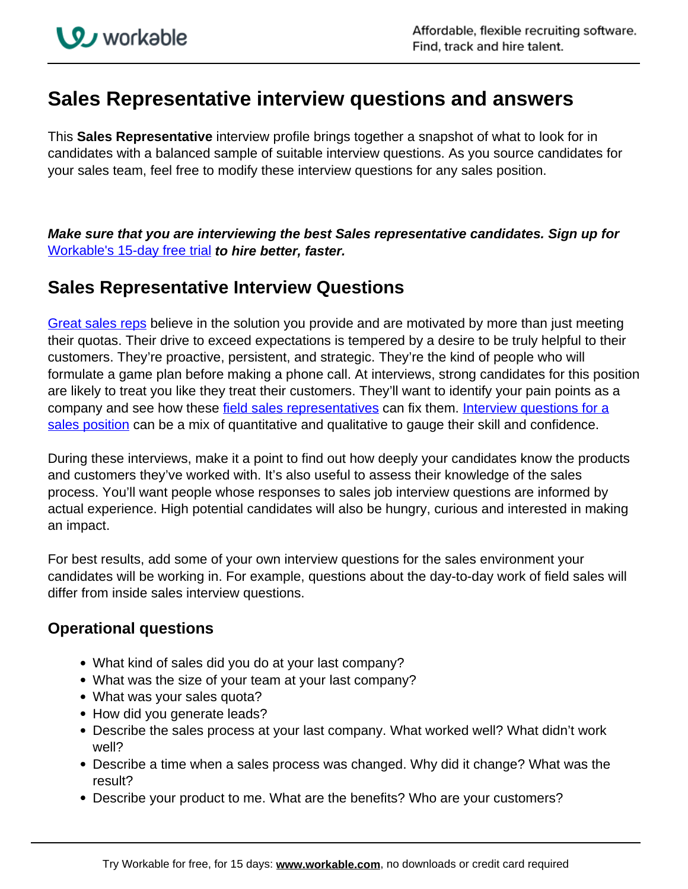# Sales Representative interview questions and answers

This **Sales Representative** interview profile brings together a snapshot of what to look for in candidates with a balanced sample of suitable interview questions. As you source candidates for your sales team, feel free to modify these interview questions for any sales position.

***Make sure that you are interviewing the best Sales representative candidates. Sign up for*** [Workable's 15-day free trial](#) ***to hire better, faster.***

## Sales Representative Interview Questions

[Great sales reps](#) believe in the solution you provide and are motivated by more than just meeting their quotas. Their drive to exceed expectations is tempered by a desire to be truly helpful to their customers. They're proactive, persistent, and strategic. They're the kind of people who will formulate a game plan before making a phone call. At interviews, strong candidates for this position are likely to treat you like they treat their customers. They'll want to identify your pain points as a company and see how these [field sales representatives](#) can fix them. [Interview questions for a sales position](#) can be a mix of quantitative and qualitative to gauge their skill and confidence.

During these interviews, make it a point to find out how deeply your candidates know the products and customers they've worked with. It's also useful to assess their knowledge of the sales process. You'll want people whose responses to sales job interview questions are informed by actual experience. High potential candidates will also be hungry, curious and interested in making an impact.

For best results, add some of your own interview questions for the sales environment your candidates will be working in. For example, questions about the day-to-day work of field sales will differ from inside sales interview questions.

### Operational questions

- What kind of sales did you do at your last company?
- What was the size of your team at your last company?
- What was your sales quota?
- How did you generate leads?
- Describe the sales process at your last company. What worked well? What didn't work well?
- Describe a time when a sales process was changed. Why did it change? What was the result?
- Describe your product to me. What are the benefits? Who are your customers?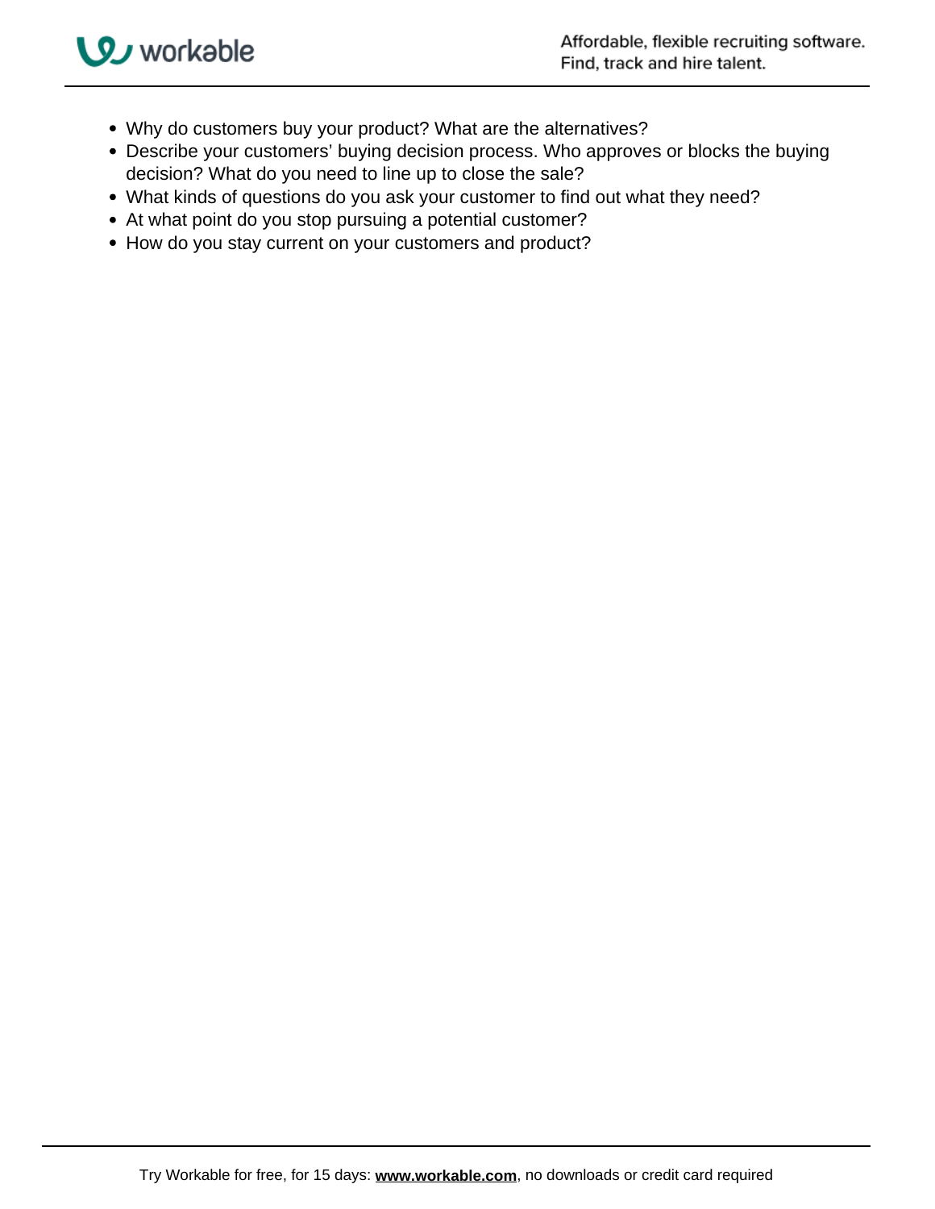- Why do customers buy your product? What are the alternatives?
- Describe your customers’ buying decision process. Who approves or blocks the buying decision? What do you need to line up to close the sale?
- What kinds of questions do you ask your customer to find out what they need?
- At what point do you stop pursuing a potential customer?
- How do you stay current on your customers and product?